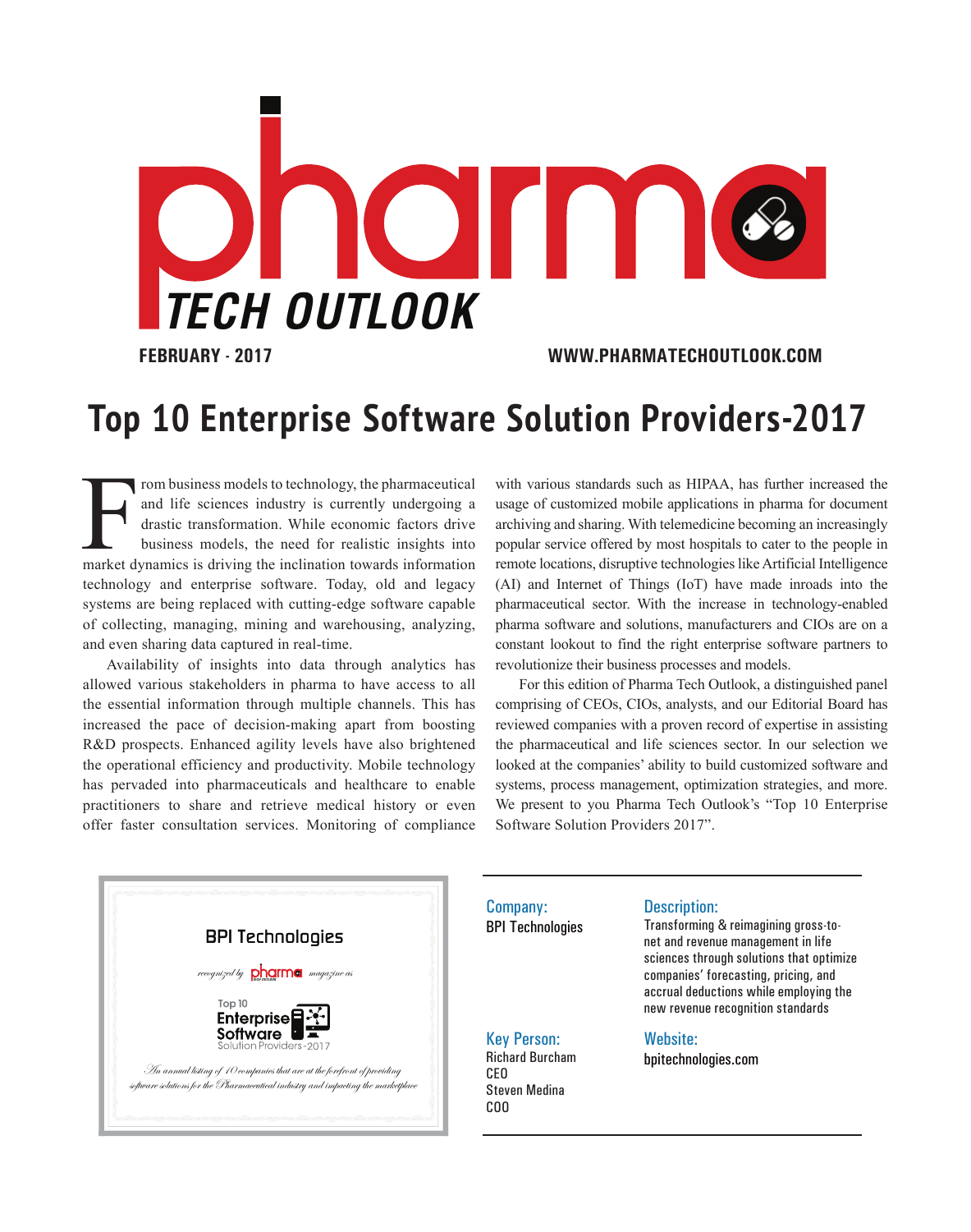# pharma TECH OUTLOOK

**FEBRUARY - 2017** **WWW.PHARMATECHOUTLOOK.COM**

# Top 10 Enterprise Software Solution Providers-2017

From business models to technology, the pharmaceutical and life sciences industry is currently undergoing a drastic transformation. While economic factors drive business models, the need for realistic insights into market dynamics is driving the inclination towards information technology and enterprise software. Today, old and legacy systems are being replaced with cutting-edge software capable of collecting, managing, mining and warehousing, analyzing, and even sharing data captured in real-time.

Availability of insights into data through analytics has allowed various stakeholders in pharma to have access to all the essential information through multiple channels. This has increased the pace of decision-making apart from boosting R&D prospects. Enhanced agility levels have also brightened the operational efficiency and productivity. Mobile technology has pervaded into pharmaceuticals and healthcare to enable practitioners to share and retrieve medical history or even offer faster consultation services. Monitoring of compliance with various standards such as HIPAA, has further increased the usage of customized mobile applications in pharma for document archiving and sharing. With telemedicine becoming an increasingly popular service offered by most hospitals to cater to the people in remote locations, disruptive technologies like Artificial Intelligence (AI) and Internet of Things (IoT) have made inroads into the pharmaceutical sector. With the increase in technology-enabled pharma software and solutions, manufacturers and CIOs are on a constant lookout to find the right enterprise software partners to revolutionize their business processes and models.

For this edition of Pharma Tech Outlook, a distinguished panel comprising of CEOs, CIOs, analysts, and our Editorial Board has reviewed companies with a proven record of expertise in assisting the pharmaceutical and life sciences sector. In our selection we looked at the companies' ability to build customized software and systems, process management, optimization strategies, and more. We present to you Pharma Tech Outlook's "Top 10 Enterprise Software Solution Providers 2017".

---

**BPI Technologies**

*recognized by* pharma *magazine as*

Top 10 **Enterprise Software** Solution Providers-2017

*An annual listing of 10 companies that are at the forefront of providing software solutions for the Pharmaceutical industry and impacting the marketplace*

---

**Company:**
BPI Technologies

**Description:**
Transforming & reimagining gross-to-net and revenue management in life sciences through solutions that optimize companies' forecasting, pricing, and accrual deductions while employing the new revenue recognition standards

**Key Person:**
Richard Burcham
CEO
Steven Medina
COO

**Website:**
bpitechnologies.com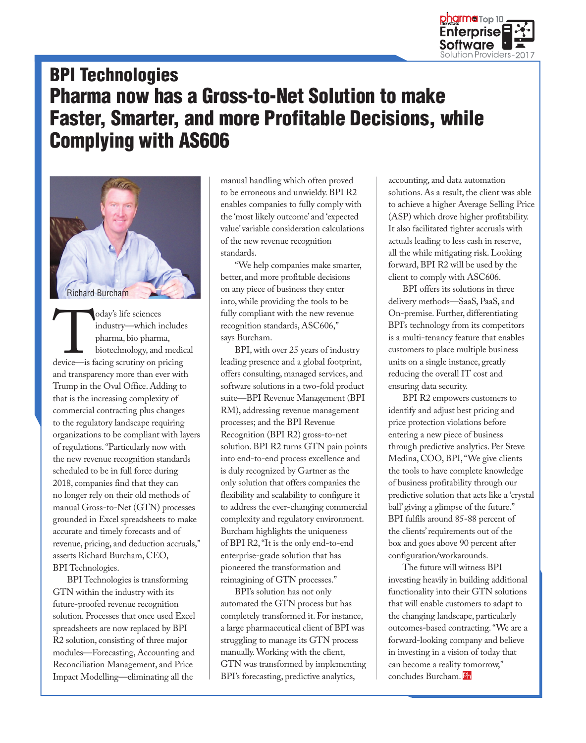# BPI Technologies

## Pharma now has a Gross-to-Net Solution to make Faster, Smarter, and more Profitable Decisions, while Complying with AS606

Richard Burcham

Today's life sciences industry—which includes pharma, bio pharma, biotechnology, and medical device—is facing scrutiny on pricing and transparency more than ever with Trump in the Oval Office. Adding to that is the increasing complexity of commercial contracting plus changes to the regulatory landscape requiring organizations to be compliant with layers of regulations. "Particularly now with the new revenue recognition standards scheduled to be in full force during 2018, companies find that they can no longer rely on their old methods of manual Gross-to-Net (GTN) processes grounded in Excel spreadsheets to make accurate and timely forecasts and of revenue, pricing, and deduction accruals," asserts Richard Burcham, CEO, BPI Technologies.

BPI Technologies is transforming GTN within the industry with its future-proofed revenue recognition solution. Processes that once used Excel spreadsheets are now replaced by BPI R2 solution, consisting of three major modules—Forecasting, Accounting and Reconciliation Management, and Price Impact Modelling—eliminating all the manual handling which often proved to be erroneous and unwieldy. BPI R2 enables companies to fully comply with the 'most likely outcome' and 'expected value' variable consideration calculations of the new revenue recognition standards.

"We help companies make smarter, better, and more profitable decisions on any piece of business they enter into, while providing the tools to be fully compliant with the new revenue recognition standards, ASC606," says Burcham.

BPI, with over 25 years of industry leading presence and a global footprint, offers consulting, managed services, and software solutions in a two-fold product suite—BPI Revenue Management (BPI RM), addressing revenue management processes; and the BPI Revenue Recognition (BPI R2) gross-to-net solution. BPI R2 turns GTN pain points into end-to-end process excellence and is duly recognized by Gartner as the only solution that offers companies the flexibility and scalability to configure it to address the ever-changing commercial complexity and regulatory environment. Burcham highlights the uniqueness of BPI R2, "It is the only end-to-end enterprise-grade solution that has pioneered the transformation and reimagining of GTN processes."

BPI's solution has not only automated the GTN process but has completely transformed it. For instance, a large pharmaceutical client of BPI was struggling to manage its GTN process manually. Working with the client, GTN was transformed by implementing BPI's forecasting, predictive analytics, accounting, and data automation solutions. As a result, the client was able to achieve a higher Average Selling Price (ASP) which drove higher profitability. It also facilitated tighter accruals with actuals leading to less cash in reserve, all the while mitigating risk. Looking forward, BPI R2 will be used by the client to comply with ASC606.

BPI offers its solutions in three delivery methods—SaaS, PaaS, and On-premise. Further, differentiating BPI's technology from its competitors is a multi-tenancy feature that enables customers to place multiple business units on a single instance, greatly reducing the overall IT cost and ensuring data security.

BPI R2 empowers customers to identify and adjust best pricing and price protection violations before entering a new piece of business through predictive analytics. Per Steve Medina, COO, BPI, "We give clients the tools to have complete knowledge of business profitability through our predictive solution that acts like a 'crystal ball' giving a glimpse of the future." BPI fulfils around 85-88 percent of the clients' requirements out of the box and goes above 90 percent after configuration/workarounds.

The future will witness BPI investing heavily in building additional functionality into their GTN solutions that will enable customers to adapt to the changing landscape, particularly outcomes-based contracting. "We are a forward-looking company and believe in investing in a vision of today that can become a reality tomorrow," concludes Burcham.